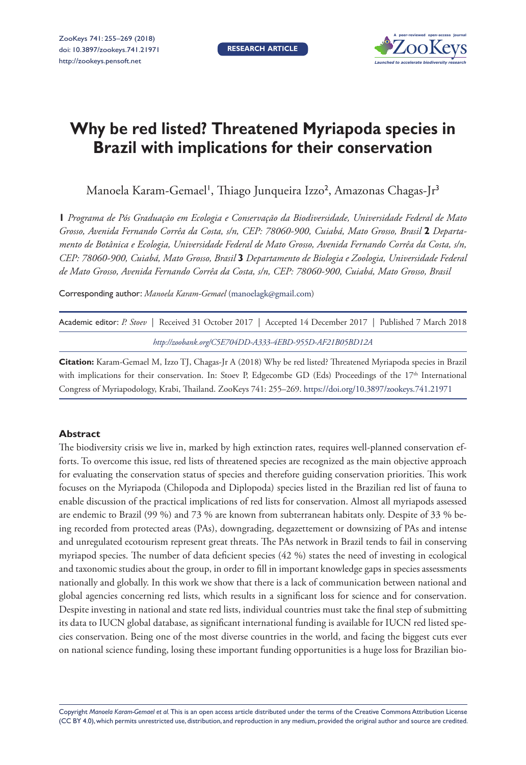# Why be red listed? Threatened Myriapoda species in Brazil with implications for their conservation

Manoela Karam-Gemael[1], Thiago Junqueira Izzo[2], Amazonas Chagas-Jr[3]

**1** *Programa de Pós Graduação em Ecologia e Conservação da Biodiversidade, Universidade Federal de Mato Grosso, Avenida Fernando Corrêa da Costa, s/n, CEP: 78060-900, Cuiabá, Mato Grosso, Brasil* **2** *Departamento de Botânica e Ecologia, Universidade Federal de Mato Grosso, Avenida Fernando Corrêa da Costa, s/n, CEP: 78060-900, Cuiabá, Mato Grosso, Brasil* **3** *Departamento de Biologia e Zoologia, Universidade Federal de Mato Grosso, Avenida Fernando Corrêa da Costa, s/n, CEP: 78060-900, Cuiabá, Mato Grosso, Brasil*

Corresponding author: *Manoela Karam-Gemael* (manoelagk@gmail.com)

Academic editor: *P. Stoev* | Received 31 October 2017 | Accepted 14 December 2017 | Published 7 March 2018

*http://zoobank.org/C5E704DD-A333-4EBD-955D-AF21B05BD12A*

**Citation:** Karam-Gemael M, Izzo TJ, Chagas-Jr A (2018) Why be red listed? Threatened Myriapoda species in Brazil with implications for their conservation. In: Stoev P, Edgecombe GD (Eds) Proceedings of the 17th International Congress of Myriapodology, Krabi, Thailand. ZooKeys 741: 255–269. https://doi.org/10.3897/zookeys.741.21971

### Abstract

The biodiversity crisis we live in, marked by high extinction rates, requires well-planned conservation efforts. To overcome this issue, red lists of threatened species are recognized as the main objective approach for evaluating the conservation status of species and therefore guiding conservation priorities. This work focuses on the Myriapoda (Chilopoda and Diplopoda) species listed in the Brazilian red list of fauna to enable discussion of the practical implications of red lists for conservation. Almost all myriapods assessed are endemic to Brazil (99 %) and 73 % are known from subterranean habitats only. Despite of 33 % being recorded from protected areas (PAs), downgrading, degazettement or downsizing of PAs and intense and unregulated ecotourism represent great threats. The PAs network in Brazil tends to fail in conserving myriapod species. The number of data deficient species (42 %) states the need of investing in ecological and taxonomic studies about the group, in order to fill in important knowledge gaps in species assessments nationally and globally. In this work we show that there is a lack of communication between national and global agencies concerning red lists, which results in a significant loss for science and for conservation. Despite investing in national and state red lists, individual countries must take the final step of submitting its data to IUCN global database, as significant international funding is available for IUCN red listed species conservation. Being one of the most diverse countries in the world, and facing the biggest cuts ever on national science funding, losing these important funding opportunities is a huge loss for Brazilian bio-

Copyright *Manoela Karam-Gemael et al.* This is an open access article distributed under the terms of the Creative Commons Attribution License (CC BY 4.0), which permits unrestricted use, distribution, and reproduction in any medium, provided the original author and source are credited.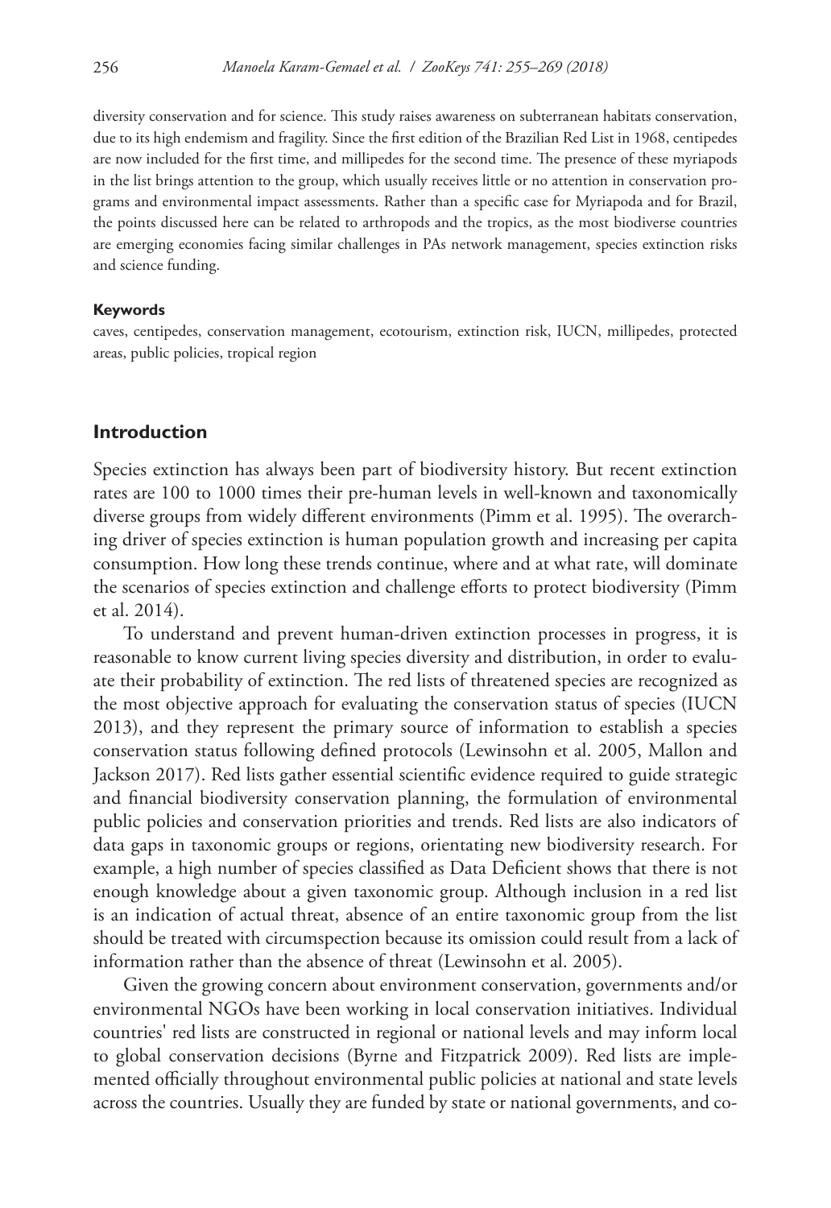diversity conservation and for science. This study raises awareness on subterranean habitats conservation, due to its high endemism and fragility. Since the first edition of the Brazilian Red List in 1968, centipedes are now included for the first time, and millipedes for the second time. The presence of these myriapods in the list brings attention to the group, which usually receives little or no attention in conservation programs and environmental impact assessments. Rather than a specific case for Myriapoda and for Brazil, the points discussed here can be related to arthropods and the tropics, as the most biodiverse countries are emerging economies facing similar challenges in PAs network management, species extinction risks and science funding.

#### Keywords

caves, centipedes, conservation management, ecotourism, extinction risk, IUCN, millipedes, protected areas, public policies, tropical region

## Introduction

Species extinction has always been part of biodiversity history. But recent extinction rates are 100 to 1000 times their pre-human levels in well-known and taxonomically diverse groups from widely different environments (Pimm et al. 1995). The overarching driver of species extinction is human population growth and increasing per capita consumption. How long these trends continue, where and at what rate, will dominate the scenarios of species extinction and challenge efforts to protect biodiversity (Pimm et al. 2014).

To understand and prevent human-driven extinction processes in progress, it is reasonable to know current living species diversity and distribution, in order to evaluate their probability of extinction. The red lists of threatened species are recognized as the most objective approach for evaluating the conservation status of species (IUCN 2013), and they represent the primary source of information to establish a species conservation status following defined protocols (Lewinsohn et al. 2005, Mallon and Jackson 2017). Red lists gather essential scientific evidence required to guide strategic and financial biodiversity conservation planning, the formulation of environmental public policies and conservation priorities and trends. Red lists are also indicators of data gaps in taxonomic groups or regions, orientating new biodiversity research. For example, a high number of species classified as Data Deficient shows that there is not enough knowledge about a given taxonomic group. Although inclusion in a red list is an indication of actual threat, absence of an entire taxonomic group from the list should be treated with circumspection because its omission could result from a lack of information rather than the absence of threat (Lewinsohn et al. 2005).

Given the growing concern about environment conservation, governments and/or environmental NGOs have been working in local conservation initiatives. Individual countries' red lists are constructed in regional or national levels and may inform local to global conservation decisions (Byrne and Fitzpatrick 2009). Red lists are implemented officially throughout environmental public policies at national and state levels across the countries. Usually they are funded by state or national governments, and co-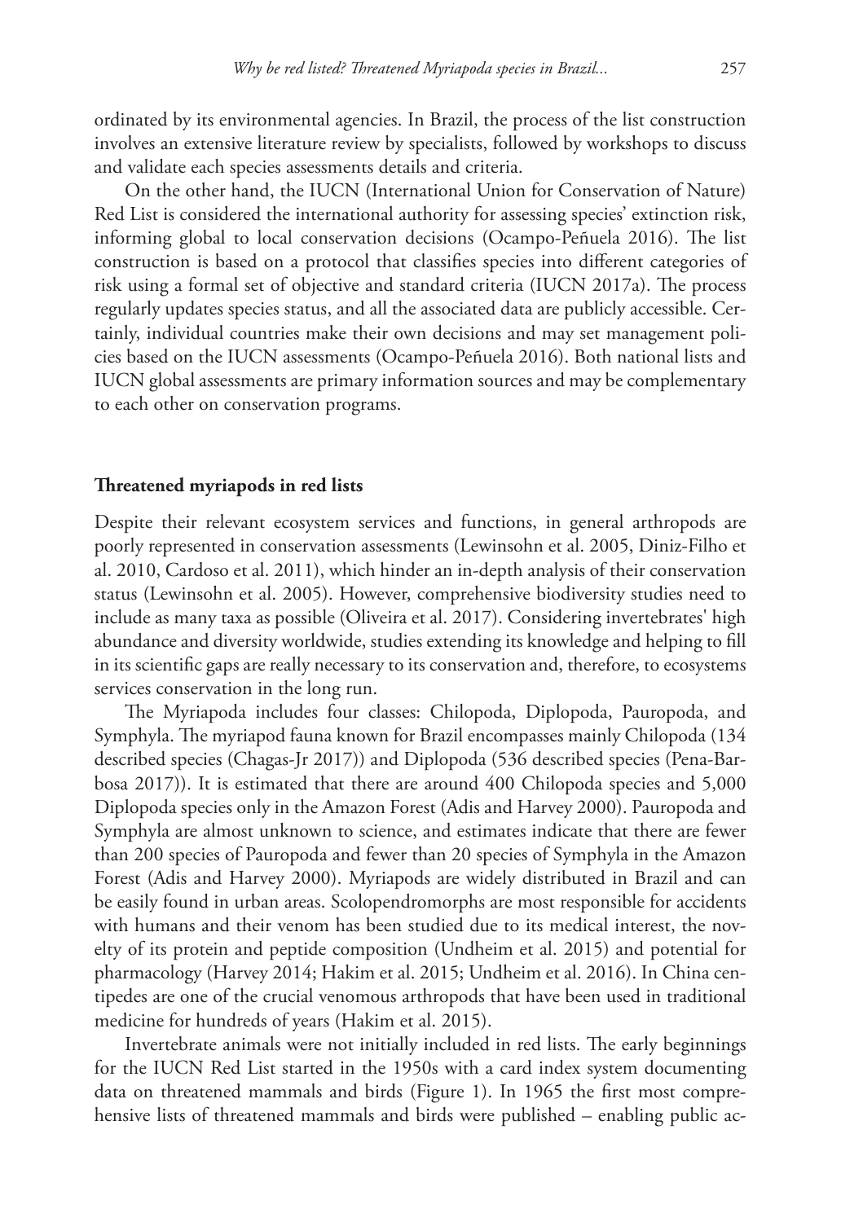ordinated by its environmental agencies. In Brazil, the process of the list construction involves an extensive literature review by specialists, followed by workshops to discuss and validate each species assessments details and criteria.

On the other hand, the IUCN (International Union for Conservation of Nature) Red List is considered the international authority for assessing species' extinction risk, informing global to local conservation decisions (Ocampo-Peñuela 2016). The list construction is based on a protocol that classifies species into different categories of risk using a formal set of objective and standard criteria (IUCN 2017a). The process regularly updates species status, and all the associated data are publicly accessible. Certainly, individual countries make their own decisions and may set management policies based on the IUCN assessments (Ocampo-Peñuela 2016). Both national lists and IUCN global assessments are primary information sources and may be complementary to each other on conservation programs.

## Threatened myriapods in red lists

Despite their relevant ecosystem services and functions, in general arthropods are poorly represented in conservation assessments (Lewinsohn et al. 2005, Diniz-Filho et al. 2010, Cardoso et al. 2011), which hinder an in-depth analysis of their conservation status (Lewinsohn et al. 2005). However, comprehensive biodiversity studies need to include as many taxa as possible (Oliveira et al. 2017). Considering invertebrates' high abundance and diversity worldwide, studies extending its knowledge and helping to fill in its scientific gaps are really necessary to its conservation and, therefore, to ecosystems services conservation in the long run.

The Myriapoda includes four classes: Chilopoda, Diplopoda, Pauropoda, and Symphyla. The myriapod fauna known for Brazil encompasses mainly Chilopoda (134 described species (Chagas-Jr 2017)) and Diplopoda (536 described species (Pena-Barbosa 2017)). It is estimated that there are around 400 Chilopoda species and 5,000 Diplopoda species only in the Amazon Forest (Adis and Harvey 2000). Pauropoda and Symphyla are almost unknown to science, and estimates indicate that there are fewer than 200 species of Pauropoda and fewer than 20 species of Symphyla in the Amazon Forest (Adis and Harvey 2000). Myriapods are widely distributed in Brazil and can be easily found in urban areas. Scolopendromorphs are most responsible for accidents with humans and their venom has been studied due to its medical interest, the novelty of its protein and peptide composition (Undheim et al. 2015) and potential for pharmacology (Harvey 2014; Hakim et al. 2015; Undheim et al. 2016). In China centipedes are one of the crucial venomous arthropods that have been used in traditional medicine for hundreds of years (Hakim et al. 2015).

Invertebrate animals were not initially included in red lists. The early beginnings for the IUCN Red List started in the 1950s with a card index system documenting data on threatened mammals and birds (Figure 1). In 1965 the first most comprehensive lists of threatened mammals and birds were published – enabling public ac-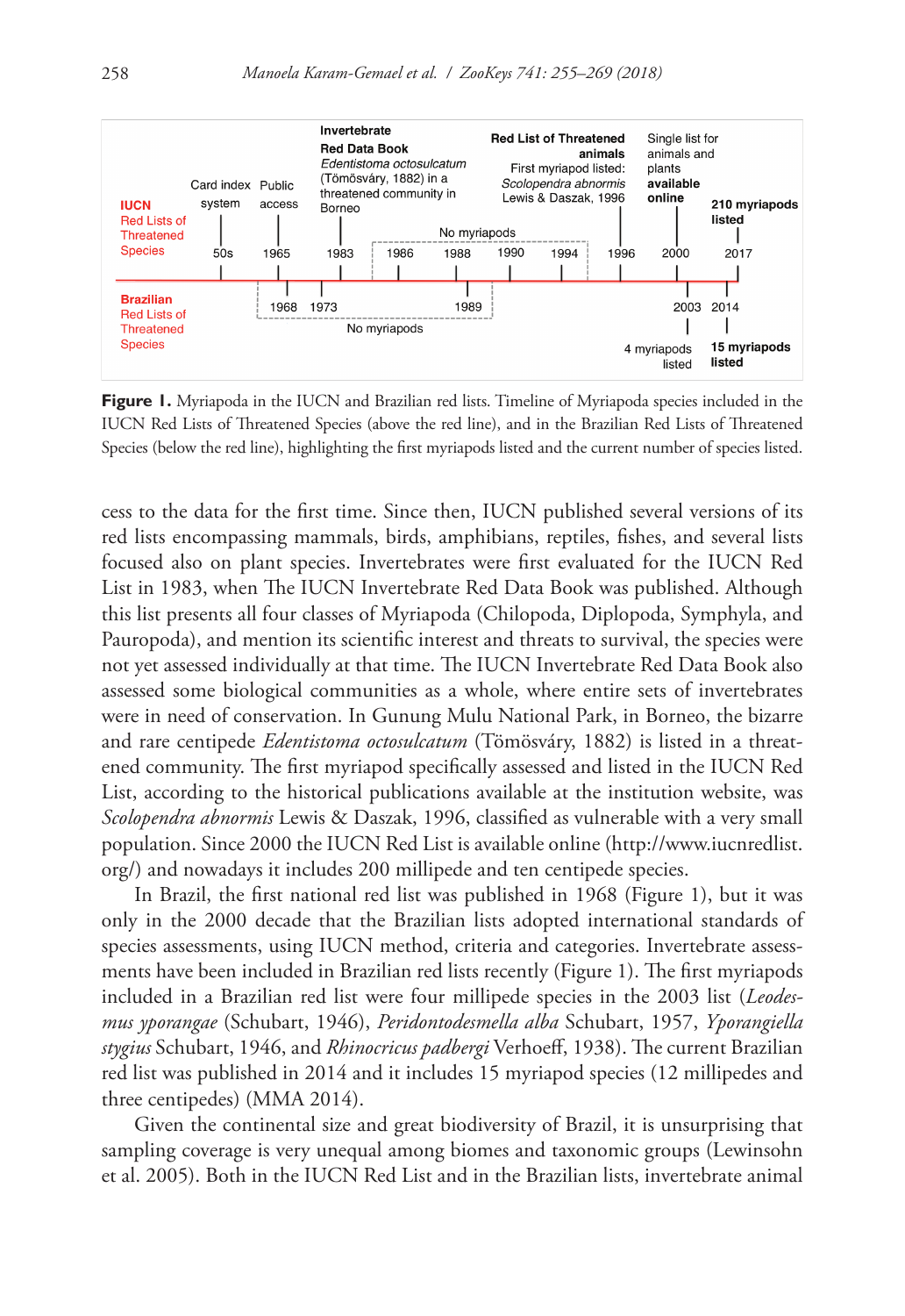**Figure 1.** Myriapoda in the IUCN and Brazilian red lists. Timeline of Myriapoda species included in the IUCN Red Lists of Threatened Species (above the red line), and in the Brazilian Red Lists of Threatened Species (below the red line), highlighting the first myriapods listed and the current number of species listed.

cess to the data for the first time. Since then, IUCN published several versions of its red lists encompassing mammals, birds, amphibians, reptiles, fishes, and several lists focused also on plant species. Invertebrates were first evaluated for the IUCN Red List in 1983, when The IUCN Invertebrate Red Data Book was published. Although this list presents all four classes of Myriapoda (Chilopoda, Diplopoda, Symphyla, and Pauropoda), and mention its scientific interest and threats to survival, the species were not yet assessed individually at that time. The IUCN Invertebrate Red Data Book also assessed some biological communities as a whole, where entire sets of invertebrates were in need of conservation. In Gunung Mulu National Park, in Borneo, the bizarre and rare centipede *Edentistoma octosulcatum* (Tömösváry, 1882) is listed in a threatened community. The first myriapod specifically assessed and listed in the IUCN Red List, according to the historical publications available at the institution website, was *Scolopendra abnormis* Lewis & Daszak, 1996, classified as vulnerable with a very small population. Since 2000 the IUCN Red List is available online (http://www.iucnredlist.org/) and nowadays it includes 200 millipede and ten centipede species.

In Brazil, the first national red list was published in 1968 (Figure 1), but it was only in the 2000 decade that the Brazilian lists adopted international standards of species assessments, using IUCN method, criteria and categories. Invertebrate assessments have been included in Brazilian red lists recently (Figure 1). The first myriapods included in a Brazilian red list were four millipede species in the 2003 list (*Leodesmus yporangae* (Schubart, 1946), *Peridontodesmella alba* Schubart, 1957, *Yporangiella stygius* Schubart, 1946, and *Rhinocricus padbergi* Verhoeff, 1938). The current Brazilian red list was published in 2014 and it includes 15 myriapod species (12 millipedes and three centipedes) (MMA 2014).

Given the continental size and great biodiversity of Brazil, it is unsurprising that sampling coverage is very unequal among biomes and taxonomic groups (Lewinsohn et al. 2005). Both in the IUCN Red List and in the Brazilian lists, invertebrate animal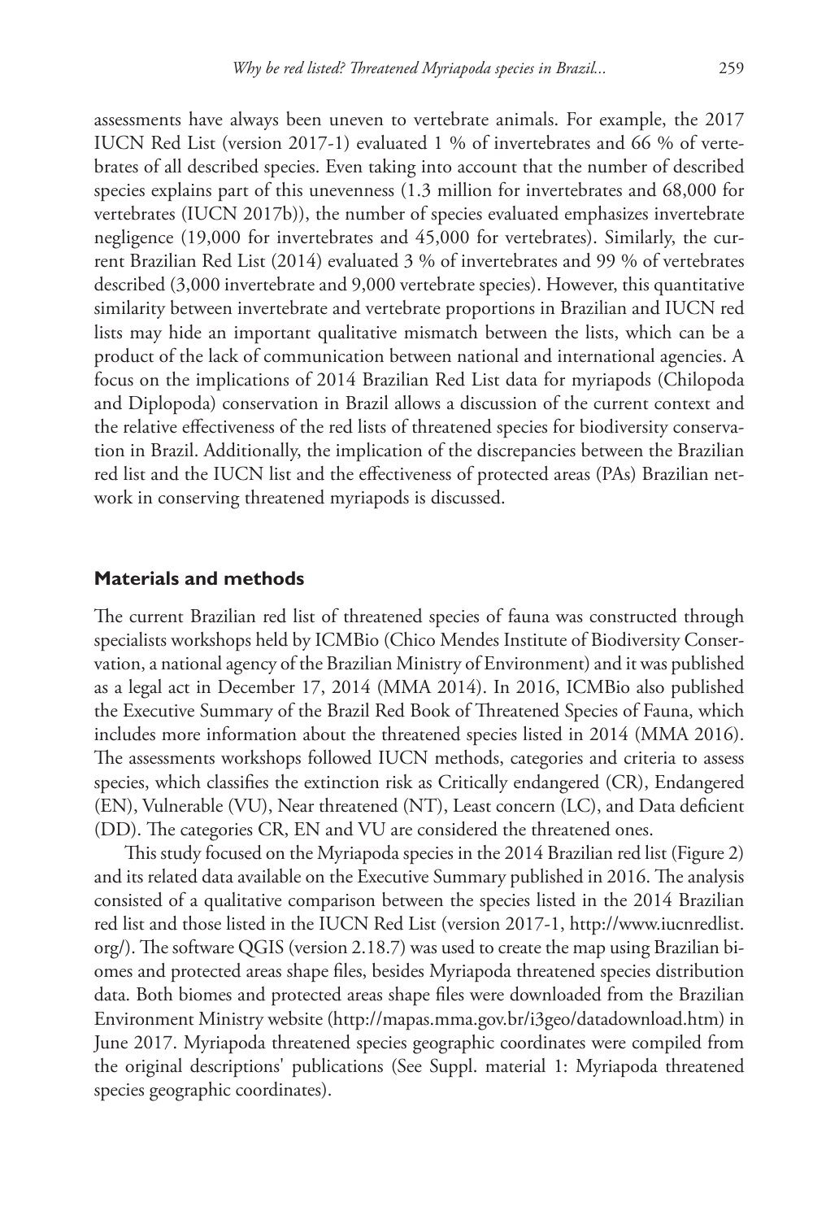assessments have always been uneven to vertebrate animals. For example, the 2017 IUCN Red List (version 2017-1) evaluated 1 % of invertebrates and 66 % of vertebrates of all described species. Even taking into account that the number of described species explains part of this unevenness (1.3 million for invertebrates and 68,000 for vertebrates (IUCN 2017b)), the number of species evaluated emphasizes invertebrate negligence (19,000 for invertebrates and 45,000 for vertebrates). Similarly, the current Brazilian Red List (2014) evaluated 3 % of invertebrates and 99 % of vertebrates described (3,000 invertebrate and 9,000 vertebrate species). However, this quantitative similarity between invertebrate and vertebrate proportions in Brazilian and IUCN red lists may hide an important qualitative mismatch between the lists, which can be a product of the lack of communication between national and international agencies. A focus on the implications of 2014 Brazilian Red List data for myriapods (Chilopoda and Diplopoda) conservation in Brazil allows a discussion of the current context and the relative effectiveness of the red lists of threatened species for biodiversity conservation in Brazil. Additionally, the implication of the discrepancies between the Brazilian red list and the IUCN list and the effectiveness of protected areas (PAs) Brazilian network in conserving threatened myriapods is discussed.

## Materials and methods

The current Brazilian red list of threatened species of fauna was constructed through specialists workshops held by ICMBio (Chico Mendes Institute of Biodiversity Conservation, a national agency of the Brazilian Ministry of Environment) and it was published as a legal act in December 17, 2014 (MMA 2014). In 2016, ICMBio also published the Executive Summary of the Brazil Red Book of Threatened Species of Fauna, which includes more information about the threatened species listed in 2014 (MMA 2016). The assessments workshops followed IUCN methods, categories and criteria to assess species, which classifies the extinction risk as Critically endangered (CR), Endangered (EN), Vulnerable (VU), Near threatened (NT), Least concern (LC), and Data deficient (DD). The categories CR, EN and VU are considered the threatened ones.

This study focused on the Myriapoda species in the 2014 Brazilian red list (Figure 2) and its related data available on the Executive Summary published in 2016. The analysis consisted of a qualitative comparison between the species listed in the 2014 Brazilian red list and those listed in the IUCN Red List (version 2017-1, http://www.iucnredlist.org/). The software QGIS (version 2.18.7) was used to create the map using Brazilian biomes and protected areas shape files, besides Myriapoda threatened species distribution data. Both biomes and protected areas shape files were downloaded from the Brazilian Environment Ministry website (http://mapas.mma.gov.br/i3geo/datadownload.htm) in June 2017. Myriapoda threatened species geographic coordinates were compiled from the original descriptions' publications (See Suppl. material 1: Myriapoda threatened species geographic coordinates).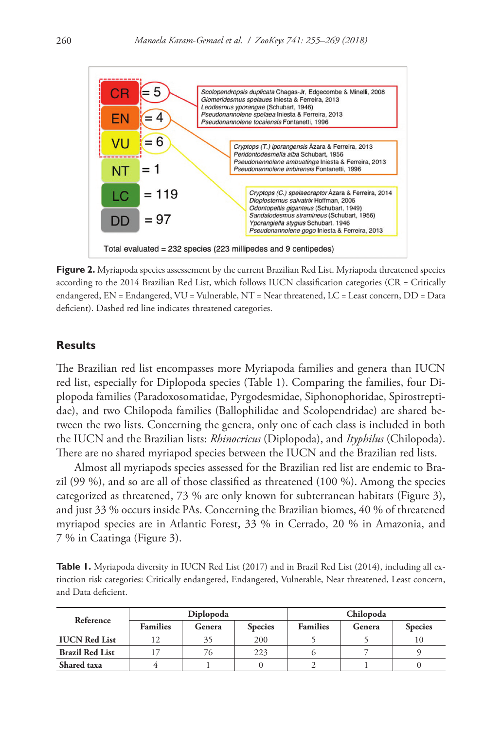**Figure 2.** Myriapoda species assessement by the current Brazilian Red List. Myriapoda threatened species according to the 2014 Brazilian Red List, which follows IUCN classification categories (CR = Critically endangered, EN = Endangered, VU = Vulnerable, NT = Near threatened, LC = Least concern, DD = Data deficient). Dashed red line indicates threatened categories.

## Results

The Brazilian red list encompasses more Myriapoda families and genera than IUCN red list, especially for Diplopoda species (Table 1). Comparing the families, four Diplopoda families (Paradoxosomatidae, Pyrgodesmidae, Siphonophoridae, Spirostreptidae), and two Chilopoda families (Ballophilidae and Scolopendridae) are shared between the two lists. Concerning the genera, only one of each class is included in both the IUCN and the Brazilian lists: *Rhinocricus* (Diplopoda), and *Ityphilus* (Chilopoda). There are no shared myriapod species between the IUCN and the Brazilian red lists.

Almost all myriapods species assessed for the Brazilian red list are endemic to Brazil (99 %), and so are all of those classified as threatened (100 %). Among the species categorized as threatened, 73 % are only known for subterranean habitats (Figure 3), and just 33 % occurs inside PAs. Concerning the Brazilian biomes, 40 % of threatened myriapod species are in Atlantic Forest, 33 % in Cerrado, 20 % in Amazonia, and 7 % in Caatinga (Figure 3).

**Table 1.** Myriapoda diversity in IUCN Red List (2017) and in Brazil Red List (2014), including all extinction risk categories: Critically endangered, Endangered, Vulnerable, Near threatened, Least concern, and Data deficient.

| Reference | Diplopoda | | | Chilopoda | | |
|---|---|---|---|---|---|---|
| | Families | Genera | Species | Families | Genera | Species |
| **IUCN Red List** | 12 | 35 | 200 | 5 | 5 | 10 |
| **Brazil Red List** | 17 | 76 | 223 | 6 | 7 | 9 |
| **Shared taxa** | 4 | 1 | 0 | 2 | 1 | 0 |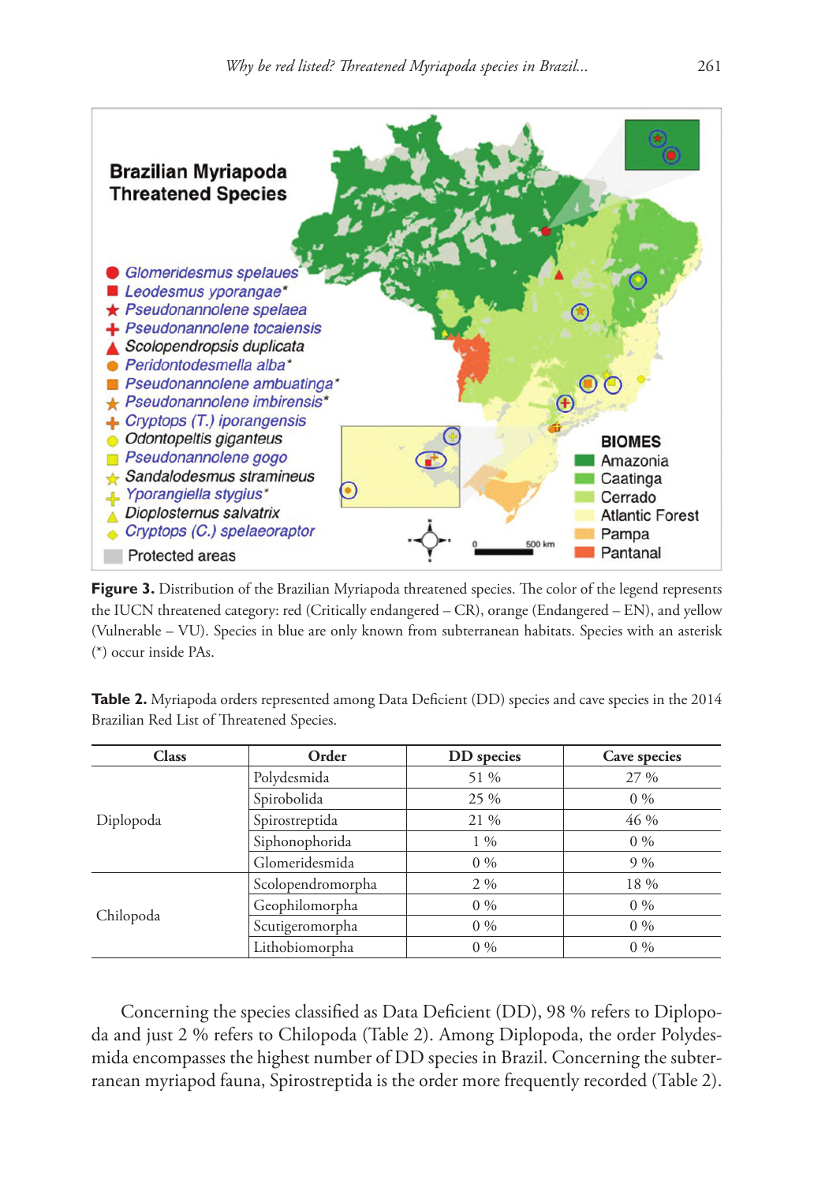**Figure 3.** Distribution of the Brazilian Myriapoda threatened species. The color of the legend represents the IUCN threatened category: red (Critically endangered – CR), orange (Endangered – EN), and yellow (Vulnerable – VU). Species in blue are only known from subterranean habitats. Species with an asterisk (*) occur inside PAs.

**Table 2.** Myriapoda orders represented among Data Deficient (DD) species and cave species in the 2014 Brazilian Red List of Threatened Species.

| Class | Order | DD species | Cave species |
|---|---|---|---|
| Diplopoda | Polydesmida | 51 % | 27 % |
| | Spirobolida | 25 % | 0 % |
| | Spirostreptida | 21 % | 46 % |
| | Siphonophorida | 1 % | 0 % |
| | Glomeridesmida | 0 % | 9 % |
| Chilopoda | Scolopendromorpha | 2 % | 18 % |
| | Geophilomorpha | 0 % | 0 % |
| | Scutigeromorpha | 0 % | 0 % |
| | Lithobiomorpha | 0 % | 0 % |

Concerning the species classified as Data Deficient (DD), 98 % refers to Diplopoda and just 2 % refers to Chilopoda (Table 2). Among Diplopoda, the order Polydesmida encompasses the highest number of DD species in Brazil. Concerning the subterranean myriapod fauna, Spirostreptida is the order more frequently recorded (Table 2).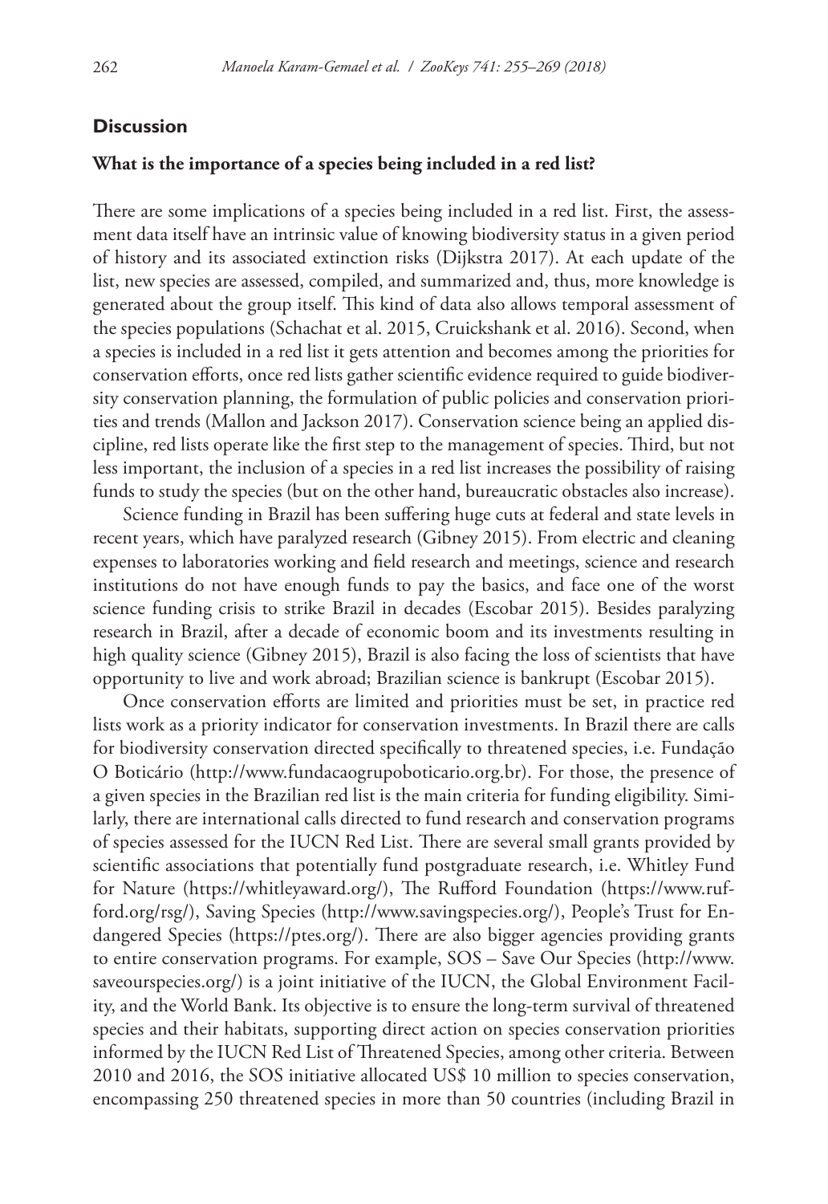## Discussion

### What is the importance of a species being included in a red list?

There are some implications of a species being included in a red list. First, the assessment data itself have an intrinsic value of knowing biodiversity status in a given period of history and its associated extinction risks (Dijkstra 2017). At each update of the list, new species are assessed, compiled, and summarized and, thus, more knowledge is generated about the group itself. This kind of data also allows temporal assessment of the species populations (Schachat et al. 2015, Cruickshank et al. 2016). Second, when a species is included in a red list it gets attention and becomes among the priorities for conservation efforts, once red lists gather scientific evidence required to guide biodiversity conservation planning, the formulation of public policies and conservation priorities and trends (Mallon and Jackson 2017). Conservation science being an applied discipline, red lists operate like the first step to the management of species. Third, but not less important, the inclusion of a species in a red list increases the possibility of raising funds to study the species (but on the other hand, bureaucratic obstacles also increase).

Science funding in Brazil has been suffering huge cuts at federal and state levels in recent years, which have paralyzed research (Gibney 2015). From electric and cleaning expenses to laboratories working and field research and meetings, science and research institutions do not have enough funds to pay the basics, and face one of the worst science funding crisis to strike Brazil in decades (Escobar 2015). Besides paralyzing research in Brazil, after a decade of economic boom and its investments resulting in high quality science (Gibney 2015), Brazil is also facing the loss of scientists that have opportunity to live and work abroad; Brazilian science is bankrupt (Escobar 2015).

Once conservation efforts are limited and priorities must be set, in practice red lists work as a priority indicator for conservation investments. In Brazil there are calls for biodiversity conservation directed specifically to threatened species, i.e. Fundação O Boticário (http://www.fundacaogrupoboticario.org.br). For those, the presence of a given species in the Brazilian red list is the main criteria for funding eligibility. Similarly, there are international calls directed to fund research and conservation programs of species assessed for the IUCN Red List. There are several small grants provided by scientific associations that potentially fund postgraduate research, i.e. Whitley Fund for Nature (https://whitleyaward.org/), The Rufford Foundation (https://www.rufford.org/rsg/), Saving Species (http://www.savingspecies.org/), People's Trust for Endangered Species (https://ptes.org/). There are also bigger agencies providing grants to entire conservation programs. For example, SOS – Save Our Species (http://www.saveourspecies.org/) is a joint initiative of the IUCN, the Global Environment Facility, and the World Bank. Its objective is to ensure the long-term survival of threatened species and their habitats, supporting direct action on species conservation priorities informed by the IUCN Red List of Threatened Species, among other criteria. Between 2010 and 2016, the SOS initiative allocated US$ 10 million to species conservation, encompassing 250 threatened species in more than 50 countries (including Brazil in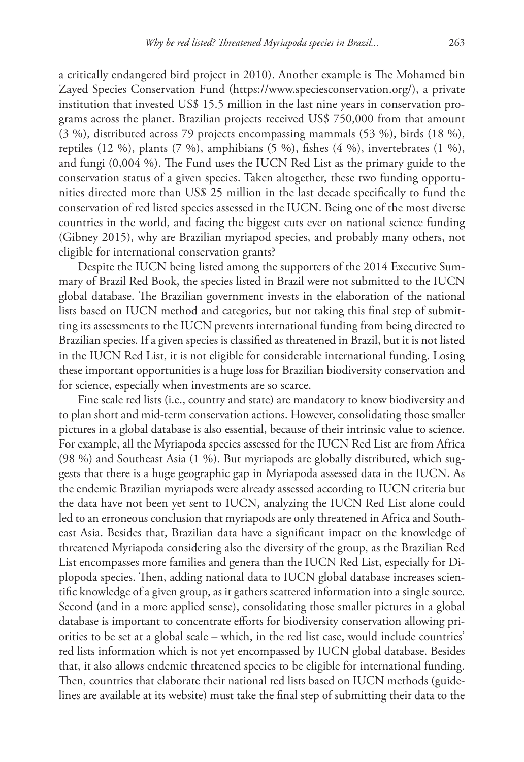a critically endangered bird project in 2010). Another example is The Mohamed bin Zayed Species Conservation Fund (https://www.speciesconservation.org/), a private institution that invested US$ 15.5 million in the last nine years in conservation programs across the planet. Brazilian projects received US$ 750,000 from that amount (3 %), distributed across 79 projects encompassing mammals (53 %), birds (18 %), reptiles (12 %), plants (7 %), amphibians (5 %), fishes (4 %), invertebrates (1 %), and fungi (0,004 %). The Fund uses the IUCN Red List as the primary guide to the conservation status of a given species. Taken altogether, these two funding opportunities directed more than US$ 25 million in the last decade specifically to fund the conservation of red listed species assessed in the IUCN. Being one of the most diverse countries in the world, and facing the biggest cuts ever on national science funding (Gibney 2015), why are Brazilian myriapod species, and probably many others, not eligible for international conservation grants?

Despite the IUCN being listed among the supporters of the 2014 Executive Summary of Brazil Red Book, the species listed in Brazil were not submitted to the IUCN global database. The Brazilian government invests in the elaboration of the national lists based on IUCN method and categories, but not taking this final step of submitting its assessments to the IUCN prevents international funding from being directed to Brazilian species. If a given species is classified as threatened in Brazil, but it is not listed in the IUCN Red List, it is not eligible for considerable international funding. Losing these important opportunities is a huge loss for Brazilian biodiversity conservation and for science, especially when investments are so scarce.

Fine scale red lists (i.e., country and state) are mandatory to know biodiversity and to plan short and mid-term conservation actions. However, consolidating those smaller pictures in a global database is also essential, because of their intrinsic value to science. For example, all the Myriapoda species assessed for the IUCN Red List are from Africa (98 %) and Southeast Asia (1 %). But myriapods are globally distributed, which suggests that there is a huge geographic gap in Myriapoda assessed data in the IUCN. As the endemic Brazilian myriapods were already assessed according to IUCN criteria but the data have not been yet sent to IUCN, analyzing the IUCN Red List alone could led to an erroneous conclusion that myriapods are only threatened in Africa and Southeast Asia. Besides that, Brazilian data have a significant impact on the knowledge of threatened Myriapoda considering also the diversity of the group, as the Brazilian Red List encompasses more families and genera than the IUCN Red List, especially for Diplopoda species. Then, adding national data to IUCN global database increases scientific knowledge of a given group, as it gathers scattered information into a single source. Second (and in a more applied sense), consolidating those smaller pictures in a global database is important to concentrate efforts for biodiversity conservation allowing priorities to be set at a global scale – which, in the red list case, would include countries' red lists information which is not yet encompassed by IUCN global database. Besides that, it also allows endemic threatened species to be eligible for international funding. Then, countries that elaborate their national red lists based on IUCN methods (guidelines are available at its website) must take the final step of submitting their data to the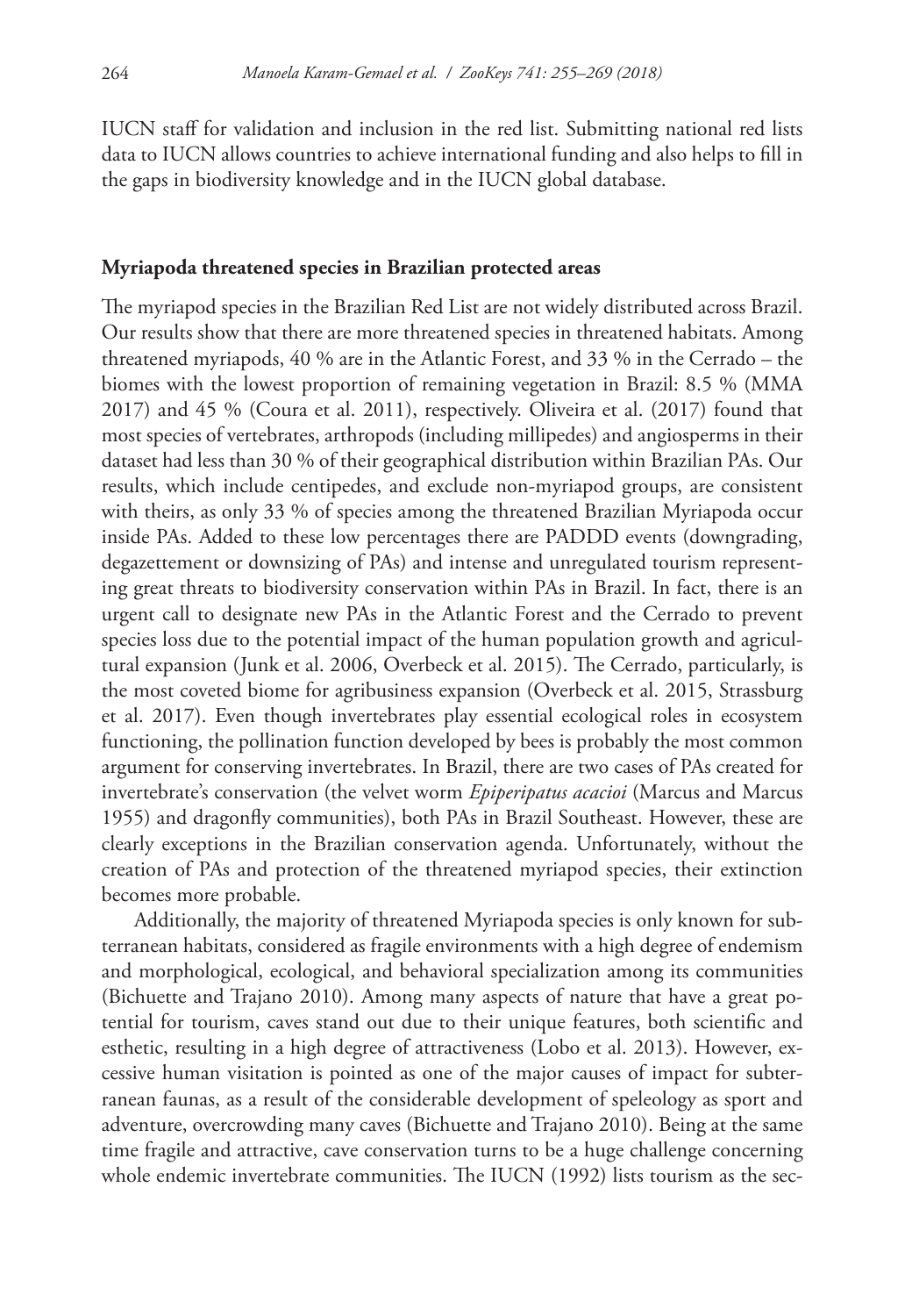IUCN staff for validation and inclusion in the red list. Submitting national red lists data to IUCN allows countries to achieve international funding and also helps to fill in the gaps in biodiversity knowledge and in the IUCN global database.

### Myriapoda threatened species in Brazilian protected areas

The myriapod species in the Brazilian Red List are not widely distributed across Brazil. Our results show that there are more threatened species in threatened habitats. Among threatened myriapods, 40 % are in the Atlantic Forest, and 33 % in the Cerrado – the biomes with the lowest proportion of remaining vegetation in Brazil: 8.5 % (MMA 2017) and 45 % (Coura et al. 2011), respectively. Oliveira et al. (2017) found that most species of vertebrates, arthropods (including millipedes) and angiosperms in their dataset had less than 30 % of their geographical distribution within Brazilian PAs. Our results, which include centipedes, and exclude non-myriapod groups, are consistent with theirs, as only 33 % of species among the threatened Brazilian Myriapoda occur inside PAs. Added to these low percentages there are PADDD events (downgrading, degazettement or downsizing of PAs) and intense and unregulated tourism representing great threats to biodiversity conservation within PAs in Brazil. In fact, there is an urgent call to designate new PAs in the Atlantic Forest and the Cerrado to prevent species loss due to the potential impact of the human population growth and agricultural expansion (Junk et al. 2006, Overbeck et al. 2015). The Cerrado, particularly, is the most coveted biome for agribusiness expansion (Overbeck et al. 2015, Strassburg et al. 2017). Even though invertebrates play essential ecological roles in ecosystem functioning, the pollination function developed by bees is probably the most common argument for conserving invertebrates. In Brazil, there are two cases of PAs created for invertebrate's conservation (the velvet worm *Epiperipatus acacioi* (Marcus and Marcus 1955) and dragonfly communities), both PAs in Brazil Southeast. However, these are clearly exceptions in the Brazilian conservation agenda. Unfortunately, without the creation of PAs and protection of the threatened myriapod species, their extinction becomes more probable.

Additionally, the majority of threatened Myriapoda species is only known for subterranean habitats, considered as fragile environments with a high degree of endemism and morphological, ecological, and behavioral specialization among its communities (Bichuette and Trajano 2010). Among many aspects of nature that have a great potential for tourism, caves stand out due to their unique features, both scientific and esthetic, resulting in a high degree of attractiveness (Lobo et al. 2013). However, excessive human visitation is pointed as one of the major causes of impact for subterranean faunas, as a result of the considerable development of speleology as sport and adventure, overcrowding many caves (Bichuette and Trajano 2010). Being at the same time fragile and attractive, cave conservation turns to be a huge challenge concerning whole endemic invertebrate communities. The IUCN (1992) lists tourism as the sec-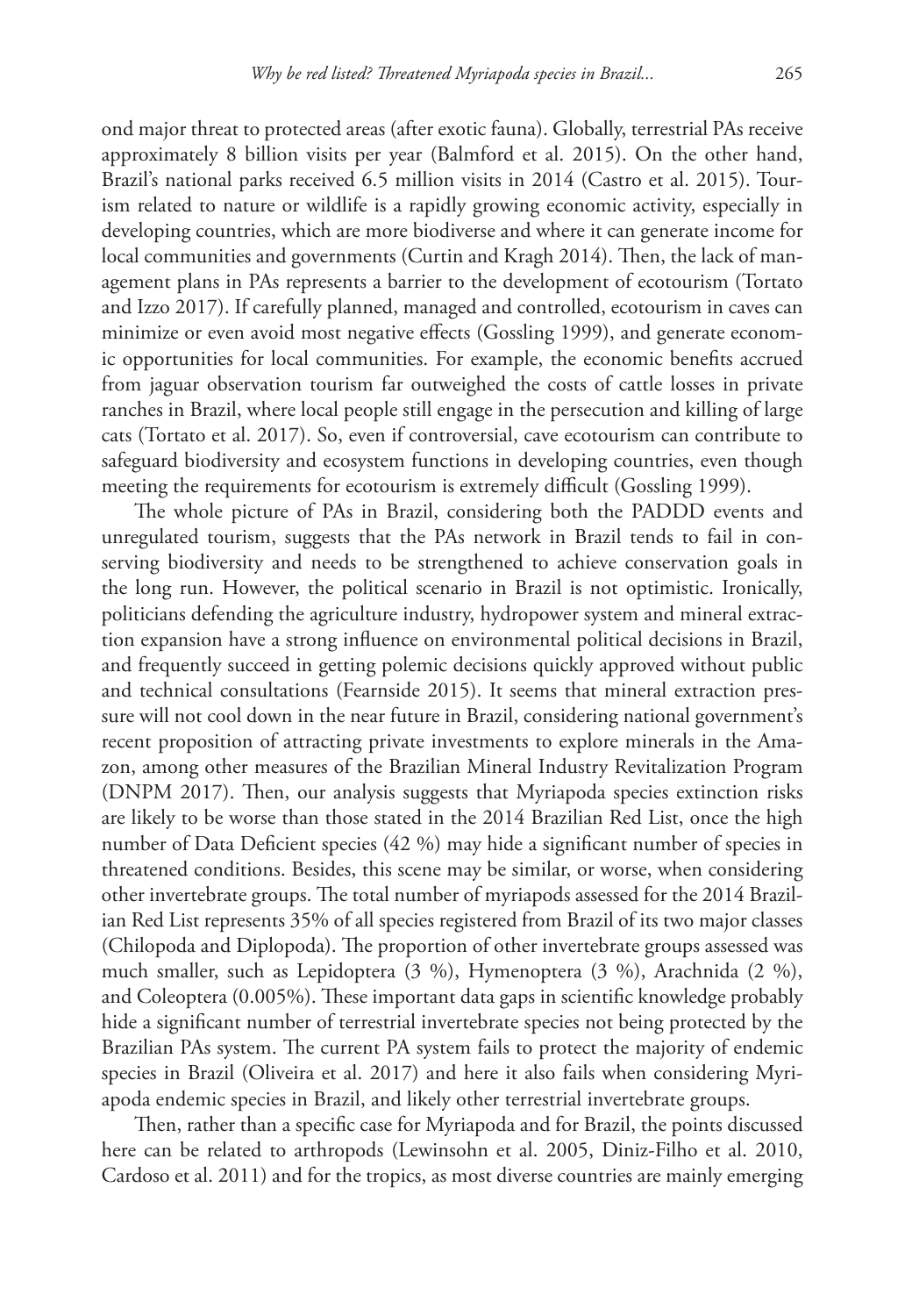ond major threat to protected areas (after exotic fauna). Globally, terrestrial PAs receive approximately 8 billion visits per year (Balmford et al. 2015). On the other hand, Brazil's national parks received 6.5 million visits in 2014 (Castro et al. 2015). Tourism related to nature or wildlife is a rapidly growing economic activity, especially in developing countries, which are more biodiverse and where it can generate income for local communities and governments (Curtin and Kragh 2014). Then, the lack of management plans in PAs represents a barrier to the development of ecotourism (Tortato and Izzo 2017). If carefully planned, managed and controlled, ecotourism in caves can minimize or even avoid most negative effects (Gossling 1999), and generate economic opportunities for local communities. For example, the economic benefits accrued from jaguar observation tourism far outweighed the costs of cattle losses in private ranches in Brazil, where local people still engage in the persecution and killing of large cats (Tortato et al. 2017). So, even if controversial, cave ecotourism can contribute to safeguard biodiversity and ecosystem functions in developing countries, even though meeting the requirements for ecotourism is extremely difficult (Gossling 1999).

The whole picture of PAs in Brazil, considering both the PADDD events and unregulated tourism, suggests that the PAs network in Brazil tends to fail in conserving biodiversity and needs to be strengthened to achieve conservation goals in the long run. However, the political scenario in Brazil is not optimistic. Ironically, politicians defending the agriculture industry, hydropower system and mineral extraction expansion have a strong influence on environmental political decisions in Brazil, and frequently succeed in getting polemic decisions quickly approved without public and technical consultations (Fearnside 2015). It seems that mineral extraction pressure will not cool down in the near future in Brazil, considering national government's recent proposition of attracting private investments to explore minerals in the Amazon, among other measures of the Brazilian Mineral Industry Revitalization Program (DNPM 2017). Then, our analysis suggests that Myriapoda species extinction risks are likely to be worse than those stated in the 2014 Brazilian Red List, once the high number of Data Deficient species (42 %) may hide a significant number of species in threatened conditions. Besides, this scene may be similar, or worse, when considering other invertebrate groups. The total number of myriapods assessed for the 2014 Brazilian Red List represents 35% of all species registered from Brazil of its two major classes (Chilopoda and Diplopoda). The proportion of other invertebrate groups assessed was much smaller, such as Lepidoptera (3 %), Hymenoptera (3 %), Arachnida (2 %), and Coleoptera (0.005%). These important data gaps in scientific knowledge probably hide a significant number of terrestrial invertebrate species not being protected by the Brazilian PAs system. The current PA system fails to protect the majority of endemic species in Brazil (Oliveira et al. 2017) and here it also fails when considering Myriapoda endemic species in Brazil, and likely other terrestrial invertebrate groups.

Then, rather than a specific case for Myriapoda and for Brazil, the points discussed here can be related to arthropods (Lewinsohn et al. 2005, Diniz-Filho et al. 2010, Cardoso et al. 2011) and for the tropics, as most diverse countries are mainly emerging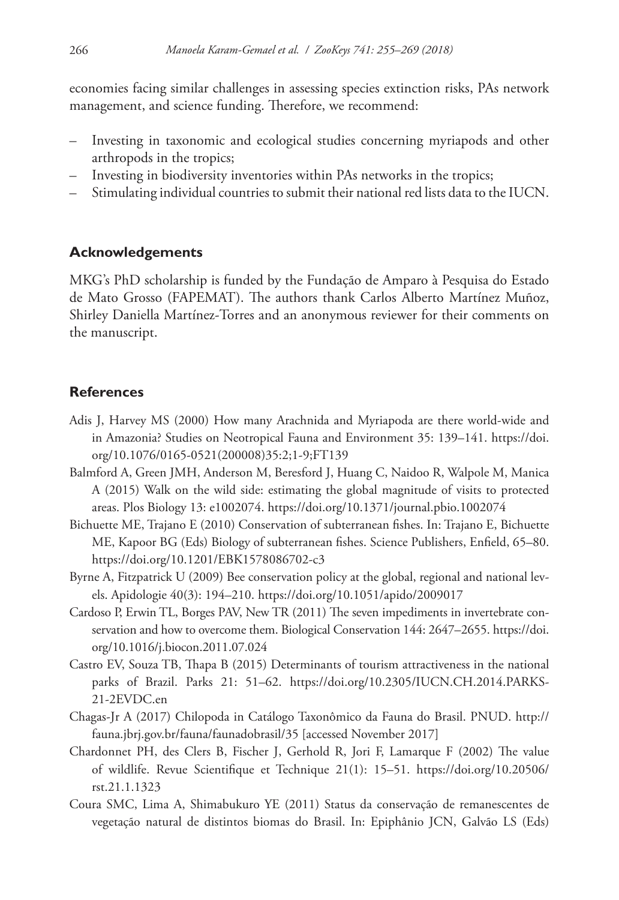economies facing similar challenges in assessing species extinction risks, PAs network management, and science funding. Therefore, we recommend:

- Investing in taxonomic and ecological studies concerning myriapods and other arthropods in the tropics;
- Investing in biodiversity inventories within PAs networks in the tropics;
- Stimulating individual countries to submit their national red lists data to the IUCN.

## Acknowledgements

MKG's PhD scholarship is funded by the Fundação de Amparo à Pesquisa do Estado de Mato Grosso (FAPEMAT). The authors thank Carlos Alberto Martínez Muñoz, Shirley Daniella Martínez-Torres and an anonymous reviewer for their comments on the manuscript.

## References

Adis J, Harvey MS (2000) How many Arachnida and Myriapoda are there world-wide and in Amazonia? Studies on Neotropical Fauna and Environment 35: 139–141. https://doi.org/10.1076/0165-0521(200008)35:2;1-9;FT139

Balmford A, Green JMH, Anderson M, Beresford J, Huang C, Naidoo R, Walpole M, Manica A (2015) Walk on the wild side: estimating the global magnitude of visits to protected areas. Plos Biology 13: e1002074. https://doi.org/10.1371/journal.pbio.1002074

Bichuette ME, Trajano E (2010) Conservation of subterranean fishes. In: Trajano E, Bichuette ME, Kapoor BG (Eds) Biology of subterranean fishes. Science Publishers, Enfield, 65–80. https://doi.org/10.1201/EBK1578086702-c3

Byrne A, Fitzpatrick U (2009) Bee conservation policy at the global, regional and national levels. Apidologie 40(3): 194–210. https://doi.org/10.1051/apido/2009017

Cardoso P, Erwin TL, Borges PAV, New TR (2011) The seven impediments in invertebrate conservation and how to overcome them. Biological Conservation 144: 2647–2655. https://doi.org/10.1016/j.biocon.2011.07.024

Castro EV, Souza TB, Thapa B (2015) Determinants of tourism attractiveness in the national parks of Brazil. Parks 21: 51–62. https://doi.org/10.2305/IUCN.CH.2014.PARKS-21-2EVDC.en

Chagas-Jr A (2017) Chilopoda in Catálogo Taxonômico da Fauna do Brasil. PNUD. http://fauna.jbrj.gov.br/fauna/faunadobrasil/35 [accessed November 2017]

Chardonnet PH, des Clers B, Fischer J, Gerhold R, Jori F, Lamarque F (2002) The value of wildlife. Revue Scientifique et Technique 21(1): 15–51. https://doi.org/10.20506/rst.21.1.1323

Coura SMC, Lima A, Shimabukuro YE (2011) Status da conservação de remanescentes de vegetação natural de distintos biomas do Brasil. In: Epiphânio JCN, Galvão LS (Eds)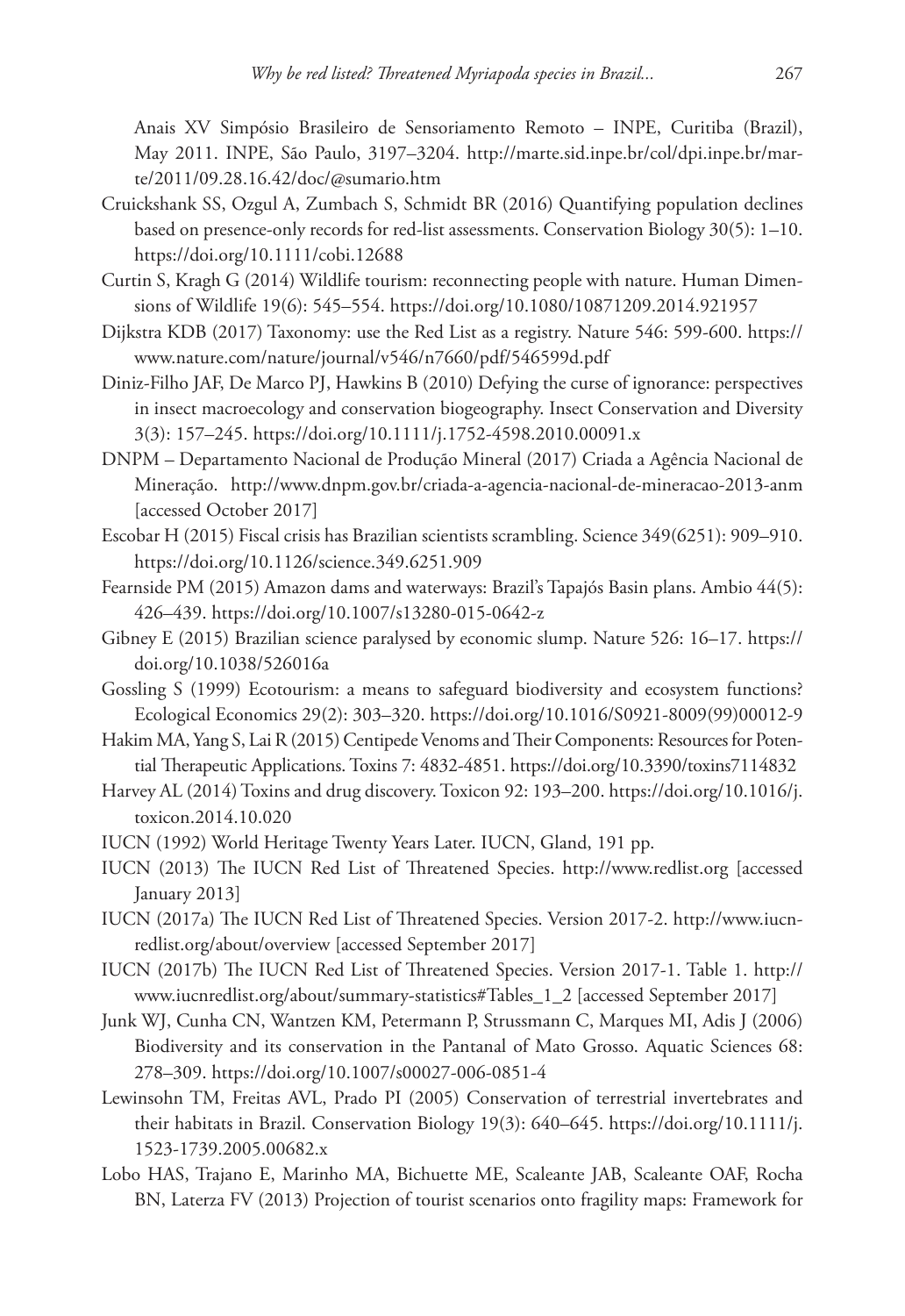Anais XV Simpósio Brasileiro de Sensoriamento Remoto – INPE, Curitiba (Brazil), May 2011. INPE, São Paulo, 3197–3204. http://marte.sid.inpe.br/col/dpi.inpe.br/marte/2011/09.28.16.42/doc/@sumario.htm

Cruickshank SS, Ozgul A, Zumbach S, Schmidt BR (2016) Quantifying population declines based on presence-only records for red-list assessments. Conservation Biology 30(5): 1–10. https://doi.org/10.1111/cobi.12688

Curtin S, Kragh G (2014) Wildlife tourism: reconnecting people with nature. Human Dimensions of Wildlife 19(6): 545–554. https://doi.org/10.1080/10871209.2014.921957

Dijkstra KDB (2017) Taxonomy: use the Red List as a registry. Nature 546: 599-600. https://www.nature.com/nature/journal/v546/n7660/pdf/546599d.pdf

Diniz-Filho JAF, De Marco PJ, Hawkins B (2010) Defying the curse of ignorance: perspectives in insect macroecology and conservation biogeography. Insect Conservation and Diversity 3(3): 157–245. https://doi.org/10.1111/j.1752-4598.2010.00091.x

DNPM – Departamento Nacional de Produção Mineral (2017) Criada a Agência Nacional de Mineração. http://www.dnpm.gov.br/criada-a-agencia-nacional-de-mineracao-2013-anm [accessed October 2017]

Escobar H (2015) Fiscal crisis has Brazilian scientists scrambling. Science 349(6251): 909–910. https://doi.org/10.1126/science.349.6251.909

Fearnside PM (2015) Amazon dams and waterways: Brazil's Tapajós Basin plans. Ambio 44(5): 426–439. https://doi.org/10.1007/s13280-015-0642-z

Gibney E (2015) Brazilian science paralysed by economic slump. Nature 526: 16–17. https://doi.org/10.1038/526016a

Gossling S (1999) Ecotourism: a means to safeguard biodiversity and ecosystem functions? Ecological Economics 29(2): 303–320. https://doi.org/10.1016/S0921-8009(99)00012-9

Hakim MA, Yang S, Lai R (2015) Centipede Venoms and Their Components: Resources for Potential Therapeutic Applications. Toxins 7: 4832-4851. https://doi.org/10.3390/toxins7114832

Harvey AL (2014) Toxins and drug discovery. Toxicon 92: 193–200. https://doi.org/10.1016/j.toxicon.2014.10.020

IUCN (1992) World Heritage Twenty Years Later. IUCN, Gland, 191 pp.

IUCN (2013) The IUCN Red List of Threatened Species. http://www.redlist.org [accessed January 2013]

IUCN (2017a) The IUCN Red List of Threatened Species. Version 2017-2. http://www.iucnredlist.org/about/overview [accessed September 2017]

IUCN (2017b) The IUCN Red List of Threatened Species. Version 2017-1. Table 1. http://www.iucnredlist.org/about/summary-statistics#Tables_1_2 [accessed September 2017]

Junk WJ, Cunha CN, Wantzen KM, Petermann P, Strussmann C, Marques MI, Adis J (2006) Biodiversity and its conservation in the Pantanal of Mato Grosso. Aquatic Sciences 68: 278–309. https://doi.org/10.1007/s00027-006-0851-4

Lewinsohn TM, Freitas AVL, Prado PI (2005) Conservation of terrestrial invertebrates and their habitats in Brazil. Conservation Biology 19(3): 640–645. https://doi.org/10.1111/j.1523-1739.2005.00682.x

Lobo HAS, Trajano E, Marinho MA, Bichuette ME, Scaleante JAB, Scaleante OAF, Rocha BN, Laterza FV (2013) Projection of tourist scenarios onto fragility maps: Framework for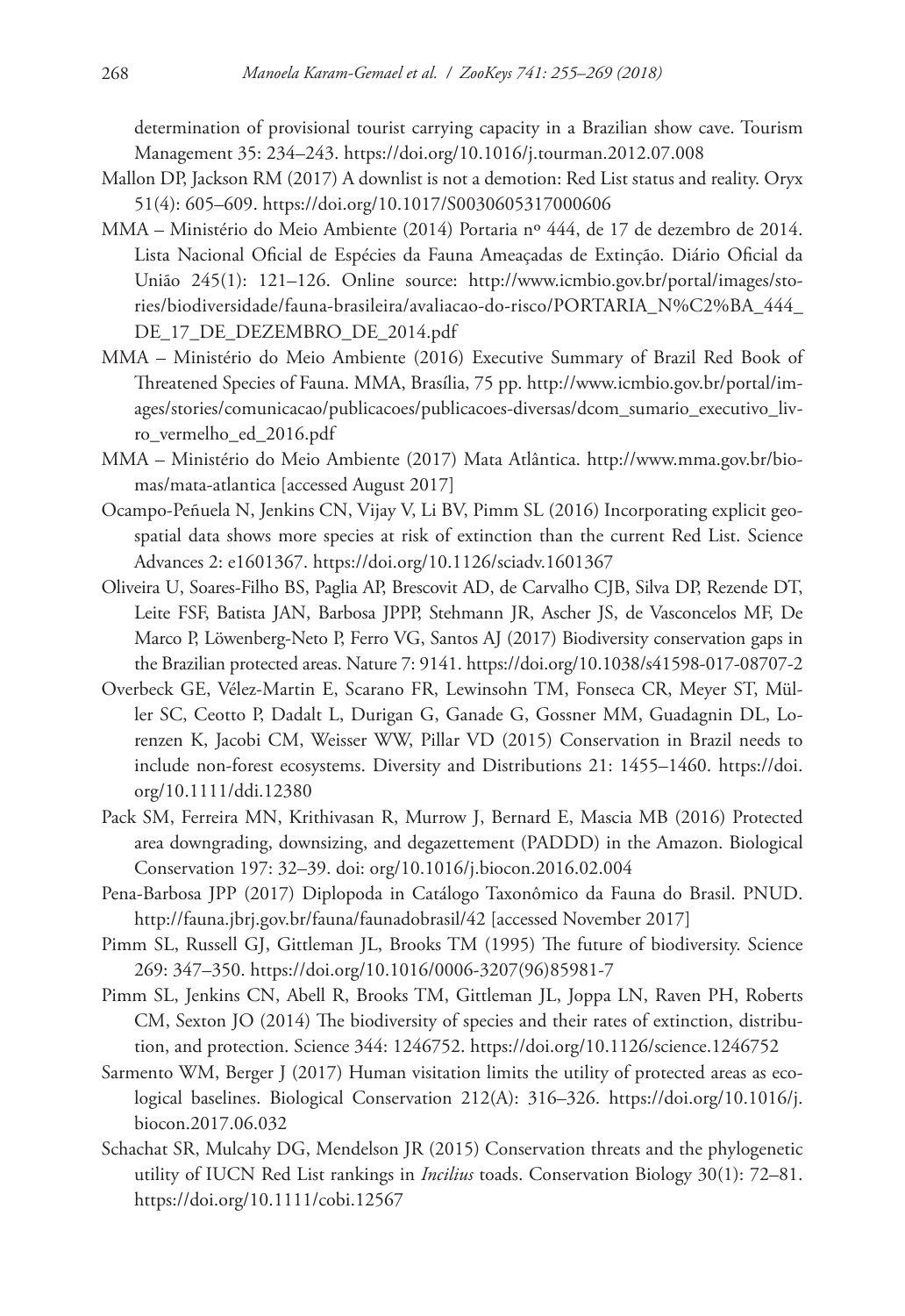determination of provisional tourist carrying capacity in a Brazilian show cave. Tourism Management 35: 234–243. https://doi.org/10.1016/j.tourman.2012.07.008

Mallon DP, Jackson RM (2017) A downlist is not a demotion: Red List status and reality. Oryx 51(4): 605–609. https://doi.org/10.1017/S0030605317000606

MMA – Ministério do Meio Ambiente (2014) Portaria nº 444, de 17 de dezembro de 2014. Lista Nacional Oficial de Espécies da Fauna Ameaçadas de Extinção. Diário Oficial da União 245(1): 121–126. Online source: http://www.icmbio.gov.br/portal/images/stories/biodiversidade/fauna-brasileira/avaliacao-do-risco/PORTARIA_N%C2%BA_444_DE_17_DE_DEZEMBRO_DE_2014.pdf

MMA – Ministério do Meio Ambiente (2016) Executive Summary of Brazil Red Book of Threatened Species of Fauna. MMA, Brasília, 75 pp. http://www.icmbio.gov.br/portal/images/stories/comunicacao/publicacoes/publicacoes-diversas/dcom_sumario_executivo_livro_vermelho_ed_2016.pdf

MMA – Ministério do Meio Ambiente (2017) Mata Atlântica. http://www.mma.gov.br/biomas/mata-atlantica [accessed August 2017]

Ocampo-Peñuela N, Jenkins CN, Vijay V, Li BV, Pimm SL (2016) Incorporating explicit geospatial data shows more species at risk of extinction than the current Red List. Science Advances 2: e1601367. https://doi.org/10.1126/sciadv.1601367

Oliveira U, Soares-Filho BS, Paglia AP, Brescovit AD, de Carvalho CJB, Silva DP, Rezende DT, Leite FSF, Batista JAN, Barbosa JPPP, Stehmann JR, Ascher JS, de Vasconcelos MF, De Marco P, Löwenberg-Neto P, Ferro VG, Santos AJ (2017) Biodiversity conservation gaps in the Brazilian protected areas. Nature 7: 9141. https://doi.org/10.1038/s41598-017-08707-2

Overbeck GE, Vélez-Martin E, Scarano FR, Lewinsohn TM, Fonseca CR, Meyer ST, Müller SC, Ceotto P, Dadalt L, Durigan G, Ganade G, Gossner MM, Guadagnin DL, Lorenzen K, Jacobi CM, Weisser WW, Pillar VD (2015) Conservation in Brazil needs to include non-forest ecosystems. Diversity and Distributions 21: 1455–1460. https://doi.org/10.1111/ddi.12380

Pack SM, Ferreira MN, Krithivasan R, Murrow J, Bernard E, Mascia MB (2016) Protected area downgrading, downsizing, and degazettement (PADDD) in the Amazon. Biological Conservation 197: 32–39. doi: org/10.1016/j.biocon.2016.02.004

Pena-Barbosa JPP (2017) Diplopoda in Catálogo Taxonômico da Fauna do Brasil. PNUD. http://fauna.jbrj.gov.br/fauna/faunadobrasil/42 [accessed November 2017]

Pimm SL, Russell GJ, Gittleman JL, Brooks TM (1995) The future of biodiversity. Science 269: 347–350. https://doi.org/10.1016/0006-3207(96)85981-7

Pimm SL, Jenkins CN, Abell R, Brooks TM, Gittleman JL, Joppa LN, Raven PH, Roberts CM, Sexton JO (2014) The biodiversity of species and their rates of extinction, distribution, and protection. Science 344: 1246752. https://doi.org/10.1126/science.1246752

Sarmento WM, Berger J (2017) Human visitation limits the utility of protected areas as ecological baselines. Biological Conservation 212(A): 316–326. https://doi.org/10.1016/j.biocon.2017.06.032

Schachat SR, Mulcahy DG, Mendelson JR (2015) Conservation threats and the phylogenetic utility of IUCN Red List rankings in *Incilius* toads. Conservation Biology 30(1): 72–81. https://doi.org/10.1111/cobi.12567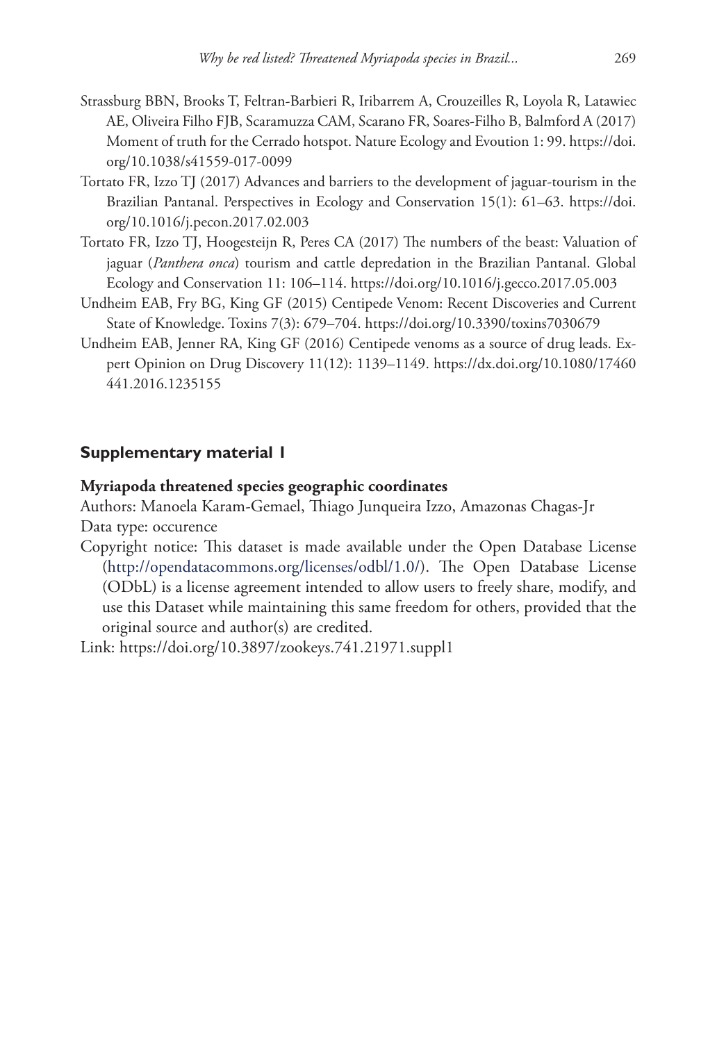Strassburg BBN, Brooks T, Feltran-Barbieri R, Iribarrem A, Crouzeilles R, Loyola R, Latawiec AE, Oliveira Filho FJB, Scaramuzza CAM, Scarano FR, Soares-Filho B, Balmford A (2017) Moment of truth for the Cerrado hotspot. Nature Ecology and Evoution 1: 99. https://doi.org/10.1038/s41559-017-0099

Tortato FR, Izzo TJ (2017) Advances and barriers to the development of jaguar-tourism in the Brazilian Pantanal. Perspectives in Ecology and Conservation 15(1): 61–63. https://doi.org/10.1016/j.pecon.2017.02.003

Tortato FR, Izzo TJ, Hoogesteijn R, Peres CA (2017) The numbers of the beast: Valuation of jaguar (*Panthera onca*) tourism and cattle depredation in the Brazilian Pantanal. Global Ecology and Conservation 11: 106–114. https://doi.org/10.1016/j.gecco.2017.05.003

Undheim EAB, Fry BG, King GF (2015) Centipede Venom: Recent Discoveries and Current State of Knowledge. Toxins 7(3): 679–704. https://doi.org/10.3390/toxins7030679

Undheim EAB, Jenner RA, King GF (2016) Centipede venoms as a source of drug leads. Expert Opinion on Drug Discovery 11(12): 1139–1149. https://dx.doi.org/10.1080/17460441.2016.1235155

## Supplementary material 1

**Myriapoda threatened species geographic coordinates**

Authors: Manoela Karam-Gemael, Thiago Junqueira Izzo, Amazonas Chagas-Jr

Data type: occurence

Copyright notice: This dataset is made available under the Open Database License (http://opendatacommons.org/licenses/odbl/1.0/). The Open Database License (ODbL) is a license agreement intended to allow users to freely share, modify, and use this Dataset while maintaining this same freedom for others, provided that the original source and author(s) are credited.

Link: https://doi.org/10.3897/zookeys.741.21971.suppl1